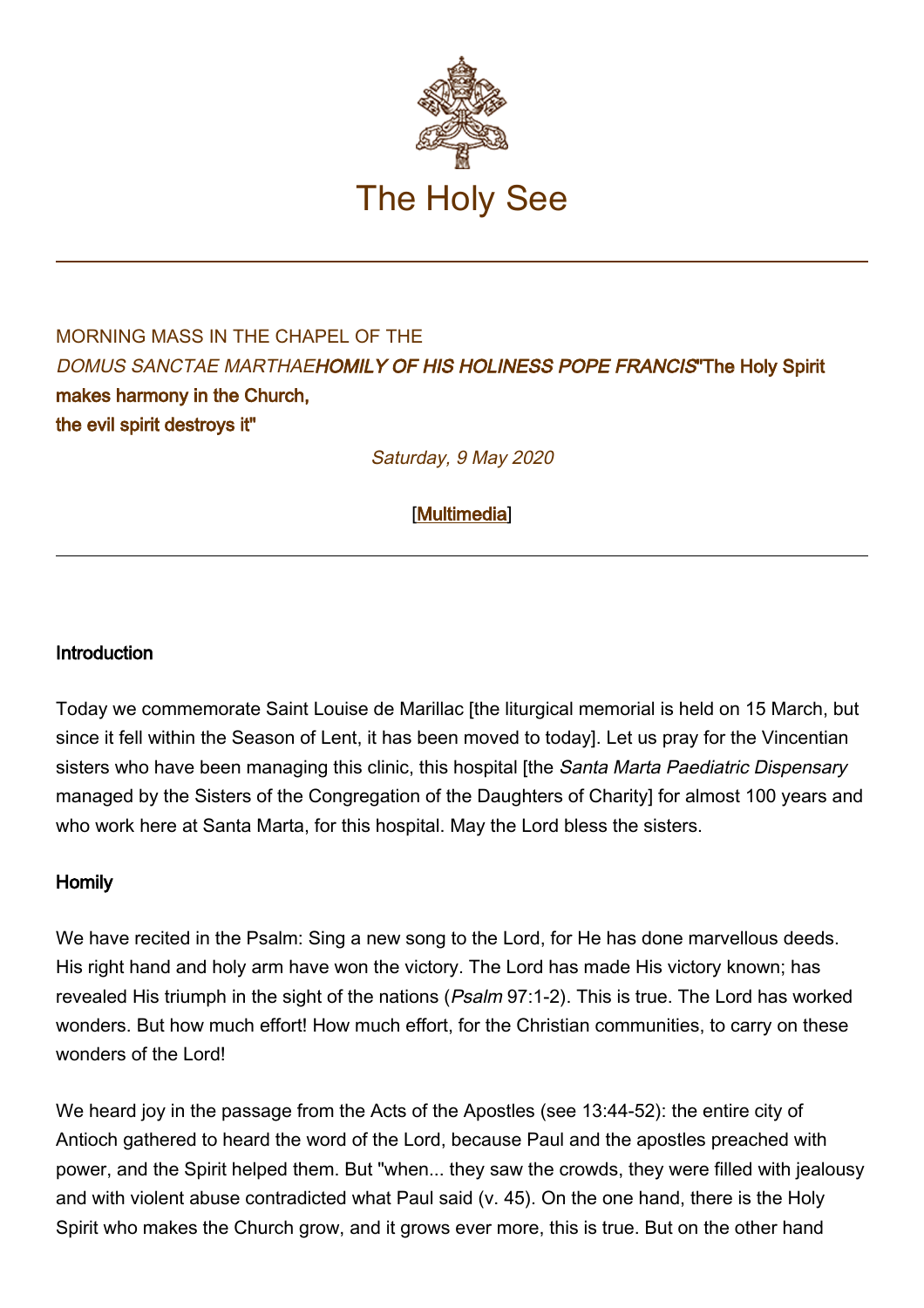# The Holy See

MORNING MASS IN THE CHAPEL OF THE
*DOMUS SANCTAE MARTHAE* ***HOMILY OF HIS HOLINESS POPE FRANCIS*** **"The Holy Spirit makes harmony in the Church,**
**the evil spirit destroys it"**

*Saturday, 9 May 2020*

[Multimedia]

---

**Introduction**

Today we commemorate Saint Louise de Marillac [the liturgical memorial is held on 15 March, but since it fell within the Season of Lent, it has been moved to today]. Let us pray for the Vincentian sisters who have been managing this clinic, this hospital [the *Santa Marta Paediatric Dispensary* managed by the Sisters of the Congregation of the Daughters of Charity] for almost 100 years and who work here at Santa Marta, for this hospital. May the Lord bless the sisters.

**Homily**

We have recited in the Psalm: Sing a new song to the Lord, for He has done marvellous deeds. His right hand and holy arm have won the victory. The Lord has made His victory known; has revealed His triumph in the sight of the nations (*Psalm* 97:1-2). This is true. The Lord has worked wonders. But how much effort! How much effort, for the Christian communities, to carry on these wonders of the Lord!

We heard joy in the passage from the Acts of the Apostles (see 13:44-52): the entire city of Antioch gathered to heard the word of the Lord, because Paul and the apostles preached with power, and the Spirit helped them. But "when... they saw the crowds, they were filled with jealousy and with violent abuse contradicted what Paul said (v. 45). On the one hand, there is the Holy Spirit who makes the Church grow, and it grows ever more, this is true. But on the other hand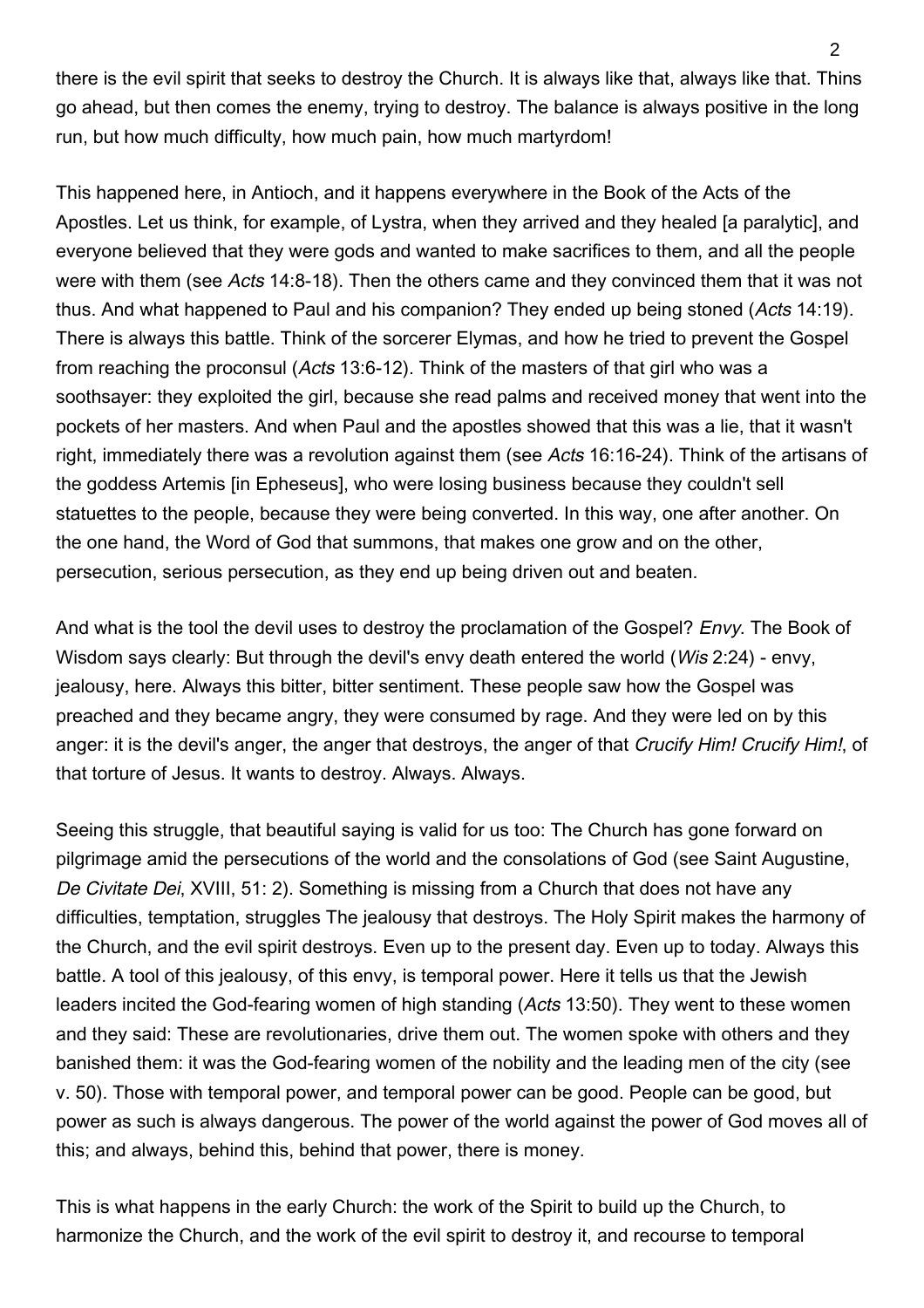there is the evil spirit that seeks to destroy the Church. It is always like that, always like that. Thins go ahead, but then comes the enemy, trying to destroy. The balance is always positive in the long run, but how much difficulty, how much pain, how much martyrdom!

This happened here, in Antioch, and it happens everywhere in the Book of the Acts of the Apostles. Let us think, for example, of Lystra, when they arrived and they healed [a paralytic], and everyone believed that they were gods and wanted to make sacrifices to them, and all the people were with them (see *Acts* 14:8-18). Then the others came and they convinced them that it was not thus. And what happened to Paul and his companion? They ended up being stoned (*Acts* 14:19). There is always this battle. Think of the sorcerer Elymas, and how he tried to prevent the Gospel from reaching the proconsul (*Acts* 13:6-12). Think of the masters of that girl who was a soothsayer: they exploited the girl, because she read palms and received money that went into the pockets of her masters. And when Paul and the apostles showed that this was a lie, that it wasn't right, immediately there was a revolution against them (see *Acts* 16:16-24). Think of the artisans of the goddess Artemis [in Epheseus], who were losing business because they couldn't sell statuettes to the people, because they were being converted. In this way, one after another. On the one hand, the Word of God that summons, that makes one grow and on the other, persecution, serious persecution, as they end up being driven out and beaten.

And what is the tool the devil uses to destroy the proclamation of the Gospel? *Envy*. The Book of Wisdom says clearly: But through the devil's envy death entered the world (*Wis* 2:24) - envy, jealousy, here. Always this bitter, bitter sentiment. These people saw how the Gospel was preached and they became angry, they were consumed by rage. And they were led on by this anger: it is the devil's anger, the anger that destroys, the anger of that *Crucify Him! Crucify Him!*, of that torture of Jesus. It wants to destroy. Always. Always.

Seeing this struggle, that beautiful saying is valid for us too: The Church has gone forward on pilgrimage amid the persecutions of the world and the consolations of God (see Saint Augustine, *De Civitate Dei*, XVIII, 51: 2). Something is missing from a Church that does not have any difficulties, temptation, struggles The jealousy that destroys. The Holy Spirit makes the harmony of the Church, and the evil spirit destroys. Even up to the present day. Even up to today. Always this battle. A tool of this jealousy, of this envy, is temporal power. Here it tells us that the Jewish leaders incited the God-fearing women of high standing (*Acts* 13:50). They went to these women and they said: These are revolutionaries, drive them out. The women spoke with others and they banished them: it was the God-fearing women of the nobility and the leading men of the city (see v. 50). Those with temporal power, and temporal power can be good. People can be good, but power as such is always dangerous. The power of the world against the power of God moves all of this; and always, behind this, behind that power, there is money.

This is what happens in the early Church: the work of the Spirit to build up the Church, to harmonize the Church, and the work of the evil spirit to destroy it, and recourse to temporal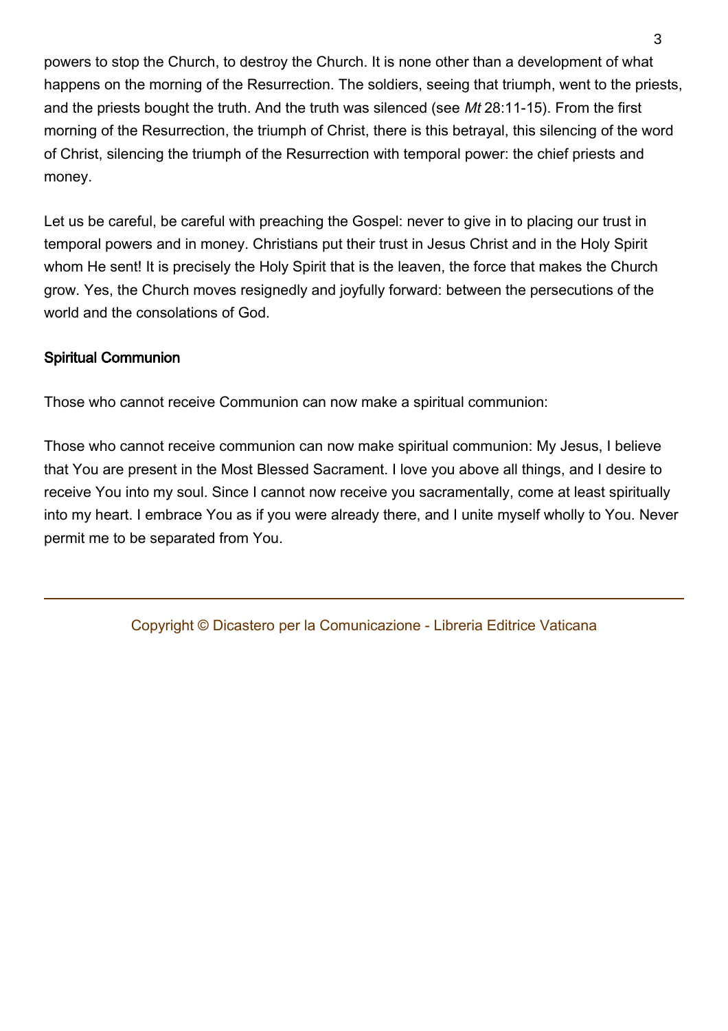powers to stop the Church, to destroy the Church. It is none other than a development of what happens on the morning of the Resurrection. The soldiers, seeing that triumph, went to the priests, and the priests bought the truth. And the truth was silenced (see *Mt* 28:11-15). From the first morning of the Resurrection, the triumph of Christ, there is this betrayal, this silencing of the word of Christ, silencing the triumph of the Resurrection with temporal power: the chief priests and money.

Let us be careful, be careful with preaching the Gospel: never to give in to placing our trust in temporal powers and in money. Christians put their trust in Jesus Christ and in the Holy Spirit whom He sent! It is precisely the Holy Spirit that is the leaven, the force that makes the Church grow. Yes, the Church moves resignedly and joyfully forward: between the persecutions of the world and the consolations of God.

**Spiritual Communion**

Those who cannot receive Communion can now make a spiritual communion:

Those who cannot receive communion can now make spiritual communion: My Jesus, I believe that You are present in the Most Blessed Sacrament. I love you above all things, and I desire to receive You into my soul. Since I cannot now receive you sacramentally, come at least spiritually into my heart. I embrace You as if you were already there, and I unite myself wholly to You. Never permit me to be separated from You.

---

Copyright © Dicastero per la Comunicazione - Libreria Editrice Vaticana